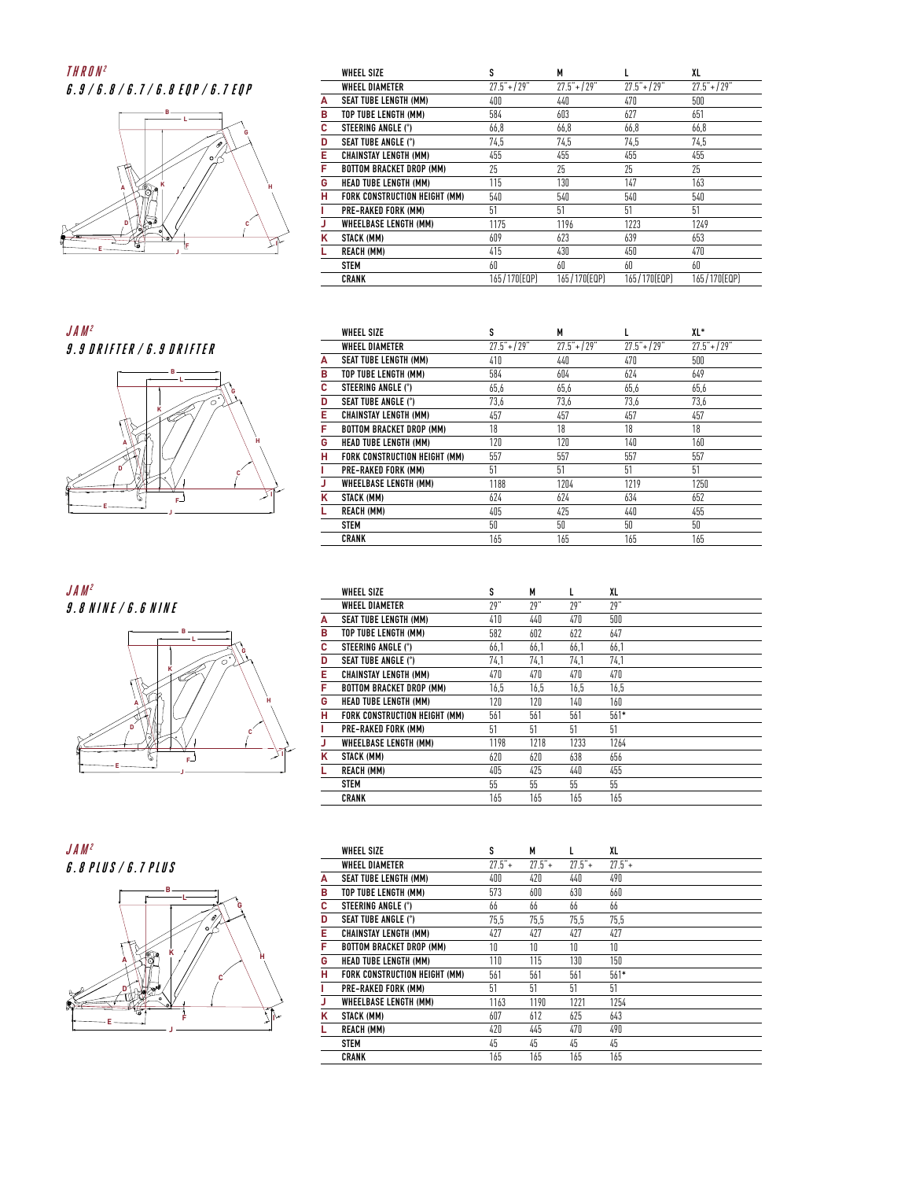## THRON²

### 6.9 / 6.8 / 6.7 / 6.8 EQP / 6.7 EQP

| | WHEEL SIZE | S | M | L | XL |
|---|---|---|---|---|---|
| | WHEEL DIAMETER | 27.5"+/29" | 27.5"+/29" | 27.5"+/29" | 27.5"+/29" |
| A | SEAT TUBE LENGTH (MM) | 400 | 440 | 470 | 500 |
| B | TOP TUBE LENGTH (MM) | 584 | 603 | 627 | 651 |
| C | STEERING ANGLE (°) | 66,8 | 66,8 | 66,8 | 66,8 |
| D | SEAT TUBE ANGLE (°) | 74,5 | 74,5 | 74,5 | 74,5 |
| E | CHAINSTAY LENGTH (MM) | 455 | 455 | 455 | 455 |
| F | BOTTOM BRACKET DROP (MM) | 25 | 25 | 25 | 25 |
| G | HEAD TUBE LENGTH (MM) | 115 | 130 | 147 | 163 |
| H | FORK CONSTRUCTION HEIGHT (MM) | 540 | 540 | 540 | 540 |
| I | PRE-RAKED FORK (MM) | 51 | 51 | 51 | 51 |
| J | WHEELBASE LENGTH (MM) | 1175 | 1196 | 1223 | 1249 |
| K | STACK (MM) | 609 | 623 | 639 | 653 |
| L | REACH (MM) | 415 | 430 | 450 | 470 |
| | STEM | 60 | 60 | 60 | 60 |
| | CRANK | 165/170(EQP) | 165/170(EQP) | 165/170(EQP) | 165/170(EQP) |

## JAM²

### 9.9 DRIFTER / 6.9 DRIFTER

| | WHEEL SIZE | S | M | L | XL* |
|---|---|---|---|---|---|
| | WHEEL DIAMETER | 27.5"+/29" | 27.5"+/29" | 27.5"+/29" | 27.5"+/29" |
| A | SEAT TUBE LENGTH (MM) | 410 | 440 | 470 | 500 |
| B | TOP TUBE LENGTH (MM) | 584 | 604 | 624 | 649 |
| C | STEERING ANGLE (°) | 65,6 | 65,6 | 65,6 | 65,6 |
| D | SEAT TUBE ANGLE (°) | 73,6 | 73,6 | 73,6 | 73,6 |
| E | CHAINSTAY LENGTH (MM) | 457 | 457 | 457 | 457 |
| F | BOTTOM BRACKET DROP (MM) | 18 | 18 | 18 | 18 |
| G | HEAD TUBE LENGTH (MM) | 120 | 120 | 140 | 160 |
| H | FORK CONSTRUCTION HEIGHT (MM) | 557 | 557 | 557 | 557 |
| I | PRE-RAKED FORK (MM) | 51 | 51 | 51 | 51 |
| J | WHEELBASE LENGTH (MM) | 1188 | 1204 | 1219 | 1250 |
| K | STACK (MM) | 624 | 624 | 634 | 652 |
| L | REACH (MM) | 405 | 425 | 440 | 455 |
| | STEM | 50 | 50 | 50 | 50 |
| | CRANK | 165 | 165 | 165 | 165 |

## JAM²

### 9.8 NINE / 6.6 NINE

| | WHEEL SIZE | S | M | L | XL |
|---|---|---|---|---|---|
| | WHEEL DIAMETER | 29" | 29" | 29" | 29" |
| A | SEAT TUBE LENGTH (MM) | 410 | 440 | 470 | 500 |
| B | TOP TUBE LENGTH (MM) | 582 | 602 | 622 | 647 |
| C | STEERING ANGLE (°) | 66,1 | 66,1 | 66,1 | 66,1 |
| D | SEAT TUBE ANGLE (°) | 74,1 | 74,1 | 74,1 | 74,1 |
| E | CHAINSTAY LENGTH (MM) | 470 | 470 | 470 | 470 |
| F | BOTTOM BRACKET DROP (MM) | 16,5 | 16,5 | 16,5 | 16,5 |
| G | HEAD TUBE LENGTH (MM) | 120 | 120 | 140 | 160 |
| H | FORK CONSTRUCTION HEIGHT (MM) | 561 | 561 | 561 | 561* |
| I | PRE-RAKED FORK (MM) | 51 | 51 | 51 | 51 |
| J | WHEELBASE LENGTH (MM) | 1198 | 1218 | 1233 | 1264 |
| K | STACK (MM) | 620 | 620 | 638 | 656 |
| L | REACH (MM) | 405 | 425 | 440 | 455 |
| | STEM | 55 | 55 | 55 | 55 |
| | CRANK | 165 | 165 | 165 | 165 |

## JAM²

### 6.8 PLUS / 6.7 PLUS

| | WHEEL SIZE | S | M | L | XL |
|---|---|---|---|---|---|
| | WHEEL DIAMETER | 27.5"+ | 27.5"+ | 27.5"+ | 27.5"+ |
| A | SEAT TUBE LENGTH (MM) | 400 | 420 | 440 | 490 |
| B | TOP TUBE LENGTH (MM) | 573 | 600 | 630 | 660 |
| C | STEERING ANGLE (°) | 66 | 66 | 66 | 66 |
| D | SEAT TUBE ANGLE (°) | 75,5 | 75,5 | 75,5 | 75,5 |
| E | CHAINSTAY LENGTH (MM) | 427 | 427 | 427 | 427 |
| F | BOTTOM BRACKET DROP (MM) | 10 | 10 | 10 | 10 |
| G | HEAD TUBE LENGTH (MM) | 110 | 115 | 130 | 150 |
| H | FORK CONSTRUCTION HEIGHT (MM) | 561 | 561 | 561 | 561* |
| I | PRE-RAKED FORK (MM) | 51 | 51 | 51 | 51 |
| J | WHEELBASE LENGTH (MM) | 1163 | 1190 | 1221 | 1254 |
| K | STACK (MM) | 607 | 612 | 625 | 643 |
| L | REACH (MM) | 420 | 445 | 470 | 490 |
| | STEM | 45 | 45 | 45 | 45 |
| | CRANK | 165 | 165 | 165 | 165 |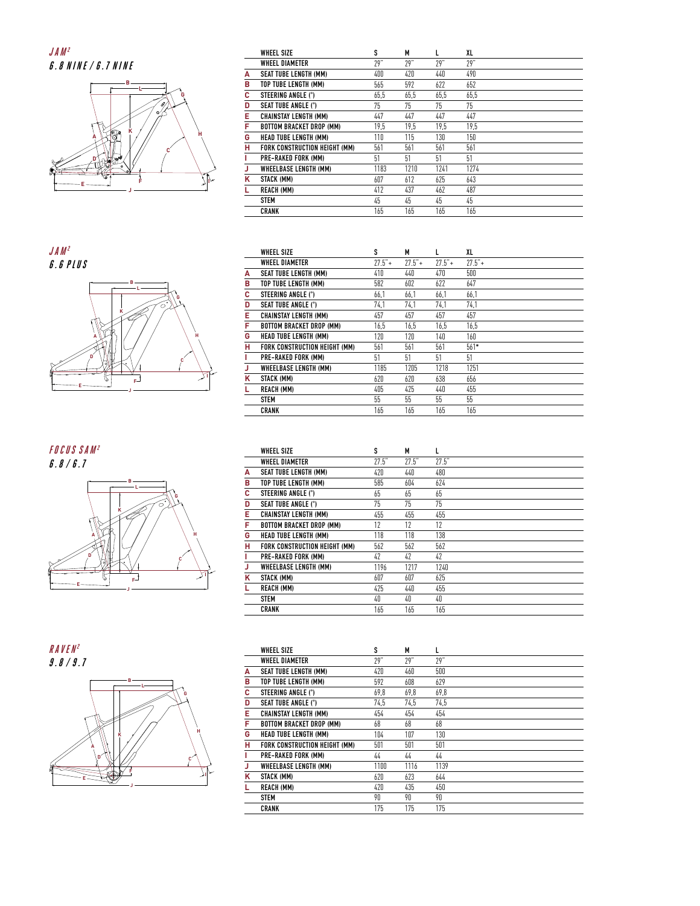## JAM²
### 6.8 NINE / 6.7 NINE

| | WHEEL SIZE | S | M | L | XL |
|---|---|---|---|---|---|
| | WHEEL DIAMETER | 29" | 29" | 29" | 29" |
| A | SEAT TUBE LENGTH (MM) | 400 | 420 | 440 | 490 |
| B | TOP TUBE LENGTH (MM) | 565 | 592 | 622 | 652 |
| C | STEERING ANGLE (°) | 65,5 | 65,5 | 65,5 | 65,5 |
| D | SEAT TUBE ANGLE (°) | 75 | 75 | 75 | 75 |
| E | CHAINSTAY LENGTH (MM) | 447 | 447 | 447 | 447 |
| F | BOTTOM BRACKET DROP (MM) | 19,5 | 19,5 | 19,5 | 19,5 |
| G | HEAD TUBE LENGTH (MM) | 110 | 115 | 130 | 150 |
| H | FORK CONSTRUCTION HEIGHT (MM) | 561 | 561 | 561 | 561 |
| I | PRE-RAKED FORK (MM) | 51 | 51 | 51 | 51 |
| J | WHEELBASE LENGTH (MM) | 1183 | 1210 | 1241 | 1274 |
| K | STACK (MM) | 607 | 612 | 625 | 643 |
| L | REACH (MM) | 412 | 437 | 462 | 487 |
| | STEM | 45 | 45 | 45 | 45 |
| | CRANK | 165 | 165 | 165 | 165 |

## JAM²
### 6.6 PLUS

| | WHEEL SIZE | S | M | L | XL |
|---|---|---|---|---|---|
| | WHEEL DIAMETER | 27.5"+ | 27.5"+ | 27.5"+ | 27.5"+ |
| A | SEAT TUBE LENGTH (MM) | 410 | 440 | 470 | 500 |
| B | TOP TUBE LENGTH (MM) | 582 | 602 | 622 | 647 |
| C | STEERING ANGLE (°) | 66,1 | 66,1 | 66,1 | 66,1 |
| D | SEAT TUBE ANGLE (°) | 74,1 | 74,1 | 74,1 | 74,1 |
| E | CHAINSTAY LENGTH (MM) | 457 | 457 | 457 | 457 |
| F | BOTTOM BRACKET DROP (MM) | 16,5 | 16,5 | 16,5 | 16,5 |
| G | HEAD TUBE LENGTH (MM) | 120 | 120 | 140 | 160 |
| H | FORK CONSTRUCTION HEIGHT (MM) | 561 | 561 | 561 | 561* |
| I | PRE-RAKED FORK (MM) | 51 | 51 | 51 | 51 |
| J | WHEELBASE LENGTH (MM) | 1185 | 1205 | 1218 | 1251 |
| K | STACK (MM) | 620 | 620 | 638 | 656 |
| L | REACH (MM) | 405 | 425 | 440 | 455 |
| | STEM | 55 | 55 | 55 | 55 |
| | CRANK | 165 | 165 | 165 | 165 |

## FOCUS SAM²
### 6.8 / 6.7

| | WHEEL SIZE | S | M | L |
|---|---|---|---|---|
| | WHEEL DIAMETER | 27.5" | 27.5" | 27.5" |
| A | SEAT TUBE LENGTH (MM) | 420 | 440 | 480 |
| B | TOP TUBE LENGTH (MM) | 585 | 604 | 624 |
| C | STEERING ANGLE (°) | 65 | 65 | 65 |
| D | SEAT TUBE ANGLE (°) | 75 | 75 | 75 |
| E | CHAINSTAY LENGTH (MM) | 455 | 455 | 455 |
| F | BOTTOM BRACKET DROP (MM) | 12 | 12 | 12 |
| G | HEAD TUBE LENGTH (MM) | 118 | 118 | 138 |
| H | FORK CONSTRUCTION HEIGHT (MM) | 562 | 562 | 562 |
| I | PRE-RAKED FORK (MM) | 42 | 42 | 42 |
| J | WHEELBASE LENGTH (MM) | 1196 | 1217 | 1240 |
| K | STACK (MM) | 607 | 607 | 625 |
| L | REACH (MM) | 425 | 440 | 455 |
| | STEM | 40 | 40 | 40 |
| | CRANK | 165 | 165 | 165 |

## RAVEN²
### 9.8 / 9.7

| | WHEEL SIZE | S | M | L |
|---|---|---|---|---|
| | WHEEL DIAMETER | 29" | 29" | 29" |
| A | SEAT TUBE LENGTH (MM) | 420 | 460 | 500 |
| B | TOP TUBE LENGTH (MM) | 592 | 608 | 629 |
| C | STEERING ANGLE (°) | 69,8 | 69,8 | 69,8 |
| D | SEAT TUBE ANGLE (°) | 74,5 | 74,5 | 74,5 |
| E | CHAINSTAY LENGTH (MM) | 454 | 454 | 454 |
| F | BOTTOM BRACKET DROP (MM) | 68 | 68 | 68 |
| G | HEAD TUBE LENGTH (MM) | 104 | 107 | 130 |
| H | FORK CONSTRUCTION HEIGHT (MM) | 501 | 501 | 501 |
| I | PRE-RAKED FORK (MM) | 44 | 44 | 44 |
| J | WHEELBASE LENGTH (MM) | 1100 | 1116 | 1139 |
| K | STACK (MM) | 620 | 623 | 644 |
| L | REACH (MM) | 420 | 435 | 450 |
| | STEM | 90 | 90 | 90 |
| | CRANK | 175 | 175 | 175 |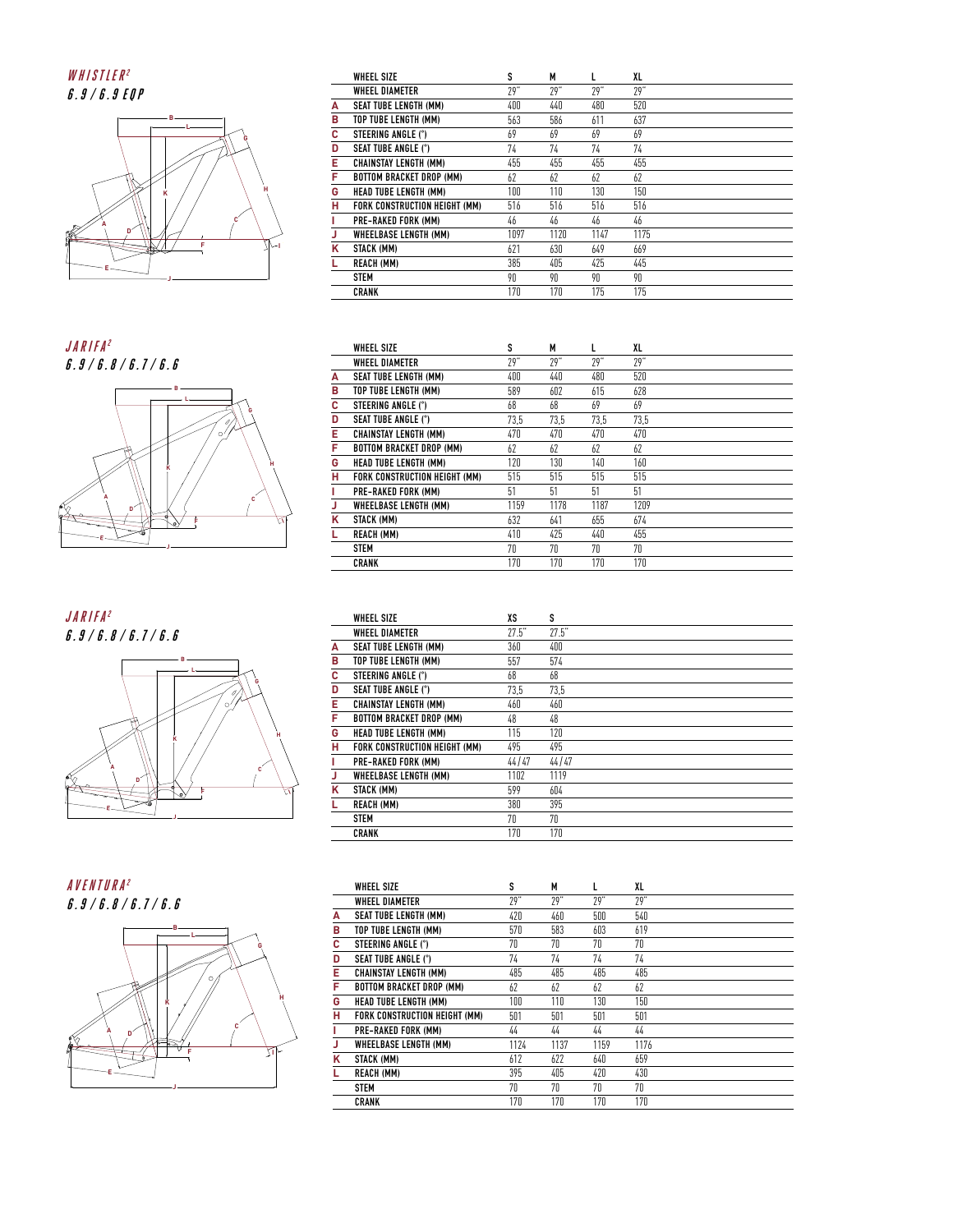## *WHISTLER[2]*
### *6.9 / 6.9 EQP*

| | WHEEL SIZE | S | M | L | XL |
|---|---|---|---|---|---|
| | WHEEL DIAMETER | 29" | 29" | 29" | 29" |
| A | SEAT TUBE LENGTH (MM) | 400 | 440 | 480 | 520 |
| B | TOP TUBE LENGTH (MM) | 563 | 586 | 611 | 637 |
| C | STEERING ANGLE (°) | 69 | 69 | 69 | 69 |
| D | SEAT TUBE ANGLE (°) | 74 | 74 | 74 | 74 |
| E | CHAINSTAY LENGTH (MM) | 455 | 455 | 455 | 455 |
| F | BOTTOM BRACKET DROP (MM) | 62 | 62 | 62 | 62 |
| G | HEAD TUBE LENGTH (MM) | 100 | 110 | 130 | 150 |
| H | FORK CONSTRUCTION HEIGHT (MM) | 516 | 516 | 516 | 516 |
| I | PRE-RAKED FORK (MM) | 46 | 46 | 46 | 46 |
| J | WHEELBASE LENGTH (MM) | 1097 | 1120 | 1147 | 1175 |
| K | STACK (MM) | 621 | 630 | 649 | 669 |
| L | REACH (MM) | 385 | 405 | 425 | 445 |
| | STEM | 90 | 90 | 90 | 90 |
| | CRANK | 170 | 170 | 175 | 175 |

## *JARIFA[2]*
### *6.9 / 6.8 / 6.7 / 6.6*

| | WHEEL SIZE | S | M | L | XL |
|---|---|---|---|---|---|
| | WHEEL DIAMETER | 29" | 29" | 29" | 29" |
| A | SEAT TUBE LENGTH (MM) | 400 | 440 | 480 | 520 |
| B | TOP TUBE LENGTH (MM) | 589 | 602 | 615 | 628 |
| C | STEERING ANGLE (°) | 68 | 68 | 69 | 69 |
| D | SEAT TUBE ANGLE (°) | 73,5 | 73,5 | 73,5 | 73,5 |
| E | CHAINSTAY LENGTH (MM) | 470 | 470 | 470 | 470 |
| F | BOTTOM BRACKET DROP (MM) | 62 | 62 | 62 | 62 |
| G | HEAD TUBE LENGTH (MM) | 120 | 130 | 140 | 160 |
| H | FORK CONSTRUCTION HEIGHT (MM) | 515 | 515 | 515 | 515 |
| I | PRE-RAKED FORK (MM) | 51 | 51 | 51 | 51 |
| J | WHEELBASE LENGTH (MM) | 1159 | 1178 | 1187 | 1209 |
| K | STACK (MM) | 632 | 641 | 655 | 674 |
| L | REACH (MM) | 410 | 425 | 440 | 455 |
| | STEM | 70 | 70 | 70 | 70 |
| | CRANK | 170 | 170 | 170 | 170 |

## *JARIFA[2]*
### *6.9 / 6.8 / 6.7 / 6.6*

| | WHEEL SIZE | XS | S |
|---|---|---|---|
| | WHEEL DIAMETER | 27.5" | 27.5" |
| A | SEAT TUBE LENGTH (MM) | 360 | 400 |
| B | TOP TUBE LENGTH (MM) | 557 | 574 |
| C | STEERING ANGLE (°) | 68 | 68 |
| D | SEAT TUBE ANGLE (°) | 73,5 | 73,5 |
| E | CHAINSTAY LENGTH (MM) | 460 | 460 |
| F | BOTTOM BRACKET DROP (MM) | 48 | 48 |
| G | HEAD TUBE LENGTH (MM) | 115 | 120 |
| H | FORK CONSTRUCTION HEIGHT (MM) | 495 | 495 |
| I | PRE-RAKED FORK (MM) | 44 / 47 | 44 / 47 |
| J | WHEELBASE LENGTH (MM) | 1102 | 1119 |
| K | STACK (MM) | 599 | 604 |
| L | REACH (MM) | 380 | 395 |
| | STEM | 70 | 70 |
| | CRANK | 170 | 170 |

## *AVENTURA[2]*
### *6.9 / 6.8 / 6.7 / 6.6*

| | WHEEL SIZE | S | M | L | XL |
|---|---|---|---|---|---|
| | WHEEL DIAMETER | 29" | 29" | 29" | 29" |
| A | SEAT TUBE LENGTH (MM) | 420 | 460 | 500 | 540 |
| B | TOP TUBE LENGTH (MM) | 570 | 583 | 603 | 619 |
| C | STEERING ANGLE (°) | 70 | 70 | 70 | 70 |
| D | SEAT TUBE ANGLE (°) | 74 | 74 | 74 | 74 |
| E | CHAINSTAY LENGTH (MM) | 485 | 485 | 485 | 485 |
| F | BOTTOM BRACKET DROP (MM) | 62 | 62 | 62 | 62 |
| G | HEAD TUBE LENGTH (MM) | 100 | 110 | 130 | 150 |
| H | FORK CONSTRUCTION HEIGHT (MM) | 501 | 501 | 501 | 501 |
| I | PRE-RAKED FORK (MM) | 44 | 44 | 44 | 44 |
| J | WHEELBASE LENGTH (MM) | 1124 | 1137 | 1159 | 1176 |
| K | STACK (MM) | 612 | 622 | 640 | 659 |
| L | REACH (MM) | 395 | 405 | 420 | 430 |
| | STEM | 70 | 70 | 70 | 70 |
| | CRANK | 170 | 170 | 170 | 170 |